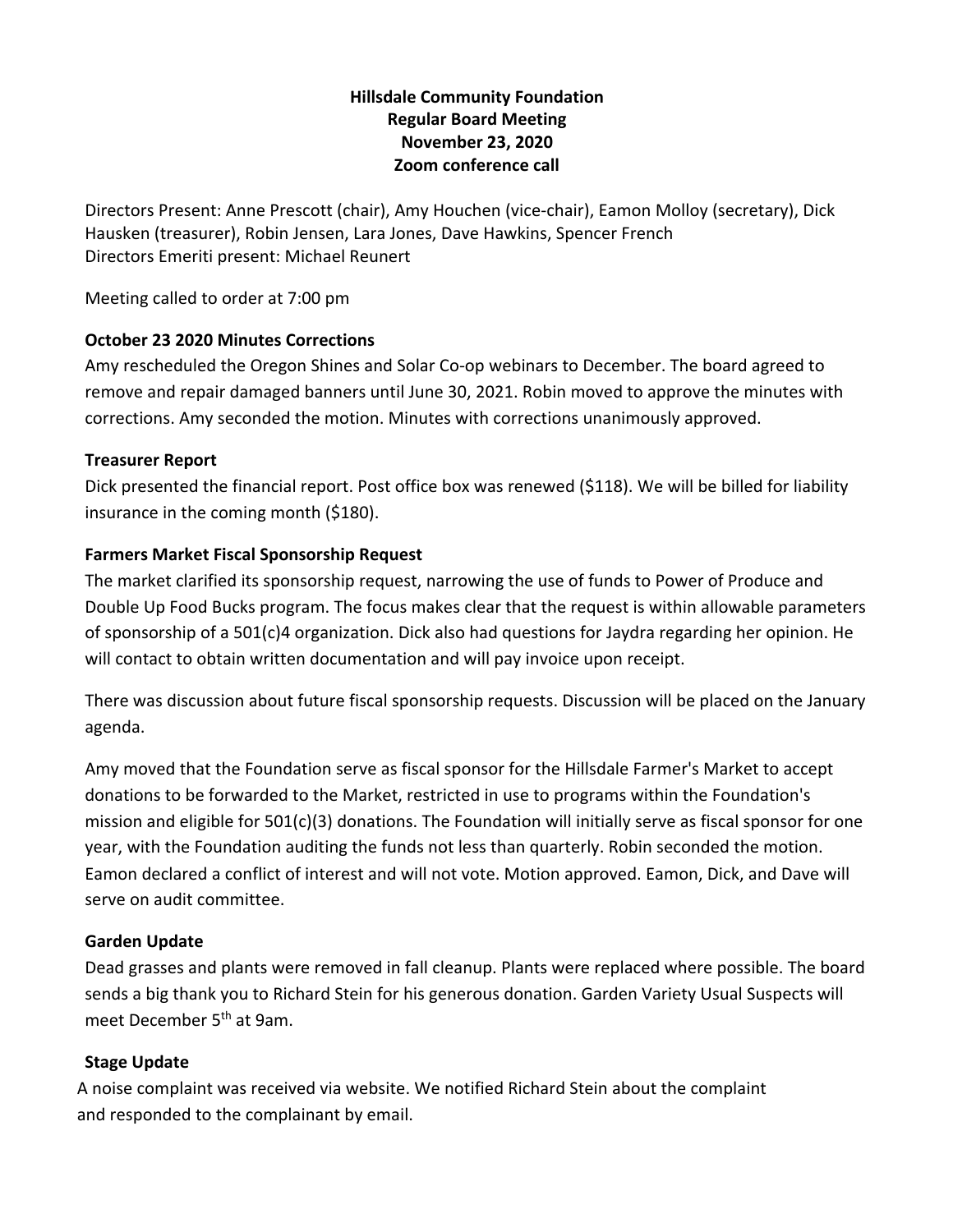# Hillsdale Community Foundation
## Regular Board Meeting
## November 23, 2020
## Zoom conference call

Directors Present: Anne Prescott (chair), Amy Houchen (vice-chair), Eamon Molloy (secretary), Dick Hausken (treasurer), Robin Jensen, Lara Jones, Dave Hawkins, Spencer French
Directors Emeriti present: Michael Reunert

Meeting called to order at 7:00 pm

### October 23 2020 Minutes Corrections

Amy rescheduled the Oregon Shines and Solar Co-op webinars to December. The board agreed to remove and repair damaged banners until June 30, 2021. Robin moved to approve the minutes with corrections. Amy seconded the motion. Minutes with corrections unanimously approved.

### Treasurer Report

Dick presented the financial report. Post office box was renewed ($118). We will be billed for liability insurance in the coming month ($180).

### Farmers Market Fiscal Sponsorship Request

The market clarified its sponsorship request, narrowing the use of funds to Power of Produce and Double Up Food Bucks program. The focus makes clear that the request is within allowable parameters of sponsorship of a 501(c)4 organization. Dick also had questions for Jaydra regarding her opinion. He will contact to obtain written documentation and will pay invoice upon receipt.

There was discussion about future fiscal sponsorship requests. Discussion will be placed on the January agenda.

Amy moved that the Foundation serve as fiscal sponsor for the Hillsdale Farmer's Market to accept donations to be forwarded to the Market, restricted in use to programs within the Foundation's mission and eligible for 501(c)(3) donations. The Foundation will initially serve as fiscal sponsor for one year, with the Foundation auditing the funds not less than quarterly. Robin seconded the motion. Eamon declared a conflict of interest and will not vote. Motion approved. Eamon, Dick, and Dave will serve on audit committee.

### Garden Update

Dead grasses and plants were removed in fall cleanup. Plants were replaced where possible. The board sends a big thank you to Richard Stein for his generous donation. Garden Variety Usual Suspects will meet December 5th at 9am.

### Stage Update

A noise complaint was received via website. We notified Richard Stein about the complaint and responded to the complainant by email.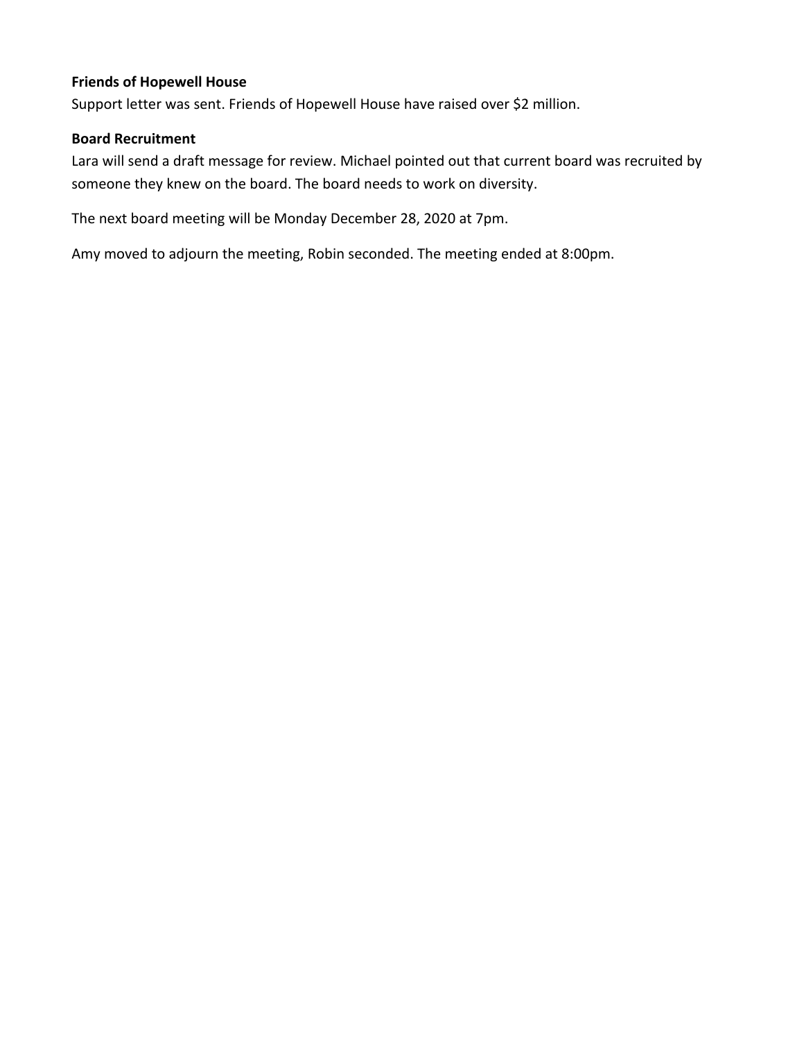**Friends of Hopewell House**

Support letter was sent. Friends of Hopewell House have raised over $2 million.

**Board Recruitment**

Lara will send a draft message for review. Michael pointed out that current board was recruited by someone they knew on the board. The board needs to work on diversity.

The next board meeting will be Monday December 28, 2020 at 7pm.

Amy moved to adjourn the meeting, Robin seconded. The meeting ended at 8:00pm.